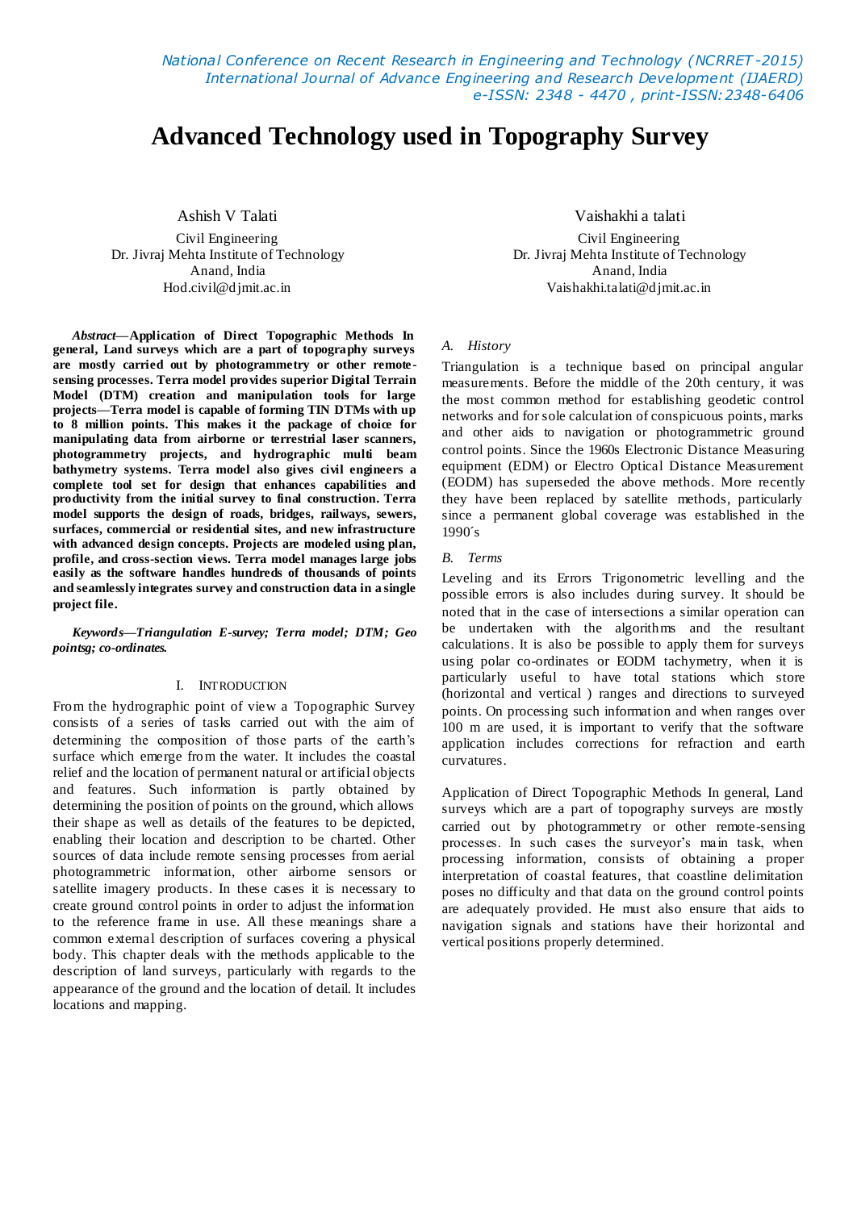# Advanced Technology used in Topography Survey

Ashish V Talati
Civil Engineering
Dr. Jivraj Mehta Institute of Technology
Anand, India
Hod.civil@djmit.ac.in

Vaishakhi a talati
Civil Engineering
Dr. Jivraj Mehta Institute of Technology
Anand, India
Vaishakhi.talati@djmit.ac.in

***Abstract*—Application of Direct Topographic Methods In general, Land surveys which are a part of topography surveys are mostly carried out by photogrammetry or other remote-sensing processes. Terra model provides superior Digital Terrain Model (DTM) creation and manipulation tools for large projects—Terra model is capable of forming TIN DTMs with up to 8 million points. This makes it the package of choice for manipulating data from airborne or terrestrial laser scanners, photogrammetry projects, and hydrographic multi beam bathymetry systems. Terra model also gives civil engineers a complete tool set for design that enhances capabilities and productivity from the initial survey to final construction. Terra model supports the design of roads, bridges, railways, sewers, surfaces, commercial or residential sites, and new infrastructure with advanced design concepts. Projects are modeled using plan, profile, and cross-section views. Terra model manages large jobs easily as the software handles hundreds of thousands of points and seamlessly integrates survey and construction data in a single project file.**

***Keywords—Triangulation E-survey; Terra model; DTM; Geo pointsg; co-ordinates.***

## I. INTRODUCTION

From the hydrographic point of view a Topographic Survey consists of a series of tasks carried out with the aim of determining the composition of those parts of the earth's surface which emerge from the water. It includes the coastal relief and the location of permanent natural or artificial objects and features. Such information is partly obtained by determining the position of points on the ground, which allows their shape as well as details of the features to be depicted, enabling their location and description to be charted. Other sources of data include remote sensing processes from aerial photogrammetric information, other airborne sensors or satellite imagery products. In these cases it is necessary to create ground control points in order to adjust the information to the reference frame in use. All these meanings share a common external description of surfaces covering a physical body. This chapter deals with the methods applicable to the description of land surveys, particularly with regards to the appearance of the ground and the location of detail. It includes locations and mapping.

### *A. History*

Triangulation is a technique based on principal angular measurements. Before the middle of the 20th century, it was the most common method for establishing geodetic control networks and for sole calculation of conspicuous points, marks and other aids to navigation or photogrammetric ground control points. Since the 1960s Electronic Distance Measuring equipment (EDM) or Electro Optical Distance Measurement (EODM) has superseded the above methods. More recently they have been replaced by satellite methods, particularly since a permanent global coverage was established in the 1990´s

### *B. Terms*

Leveling and its Errors Trigonometric levelling and the possible errors is also includes during survey. It should be noted that in the case of intersections a similar operation can be undertaken with the algorithms and the resultant calculations. It is also be possible to apply them for surveys using polar co-ordinates or EODM tachymetry, when it is particularly useful to have total stations which store (horizontal and vertical ) ranges and directions to surveyed points. On processing such information and when ranges over 100 m are used, it is important to verify that the software application includes corrections for refraction and earth curvatures.

Application of Direct Topographic Methods In general, Land surveys which are a part of topography surveys are mostly carried out by photogrammetry or other remote-sensing processes. In such cases the surveyor's main task, when processing information, consists of obtaining a proper interpretation of coastal features, that coastline delimitation poses no difficulty and that data on the ground control points are adequately provided. He must also ensure that aids to navigation signals and stations have their horizontal and vertical positions properly determined.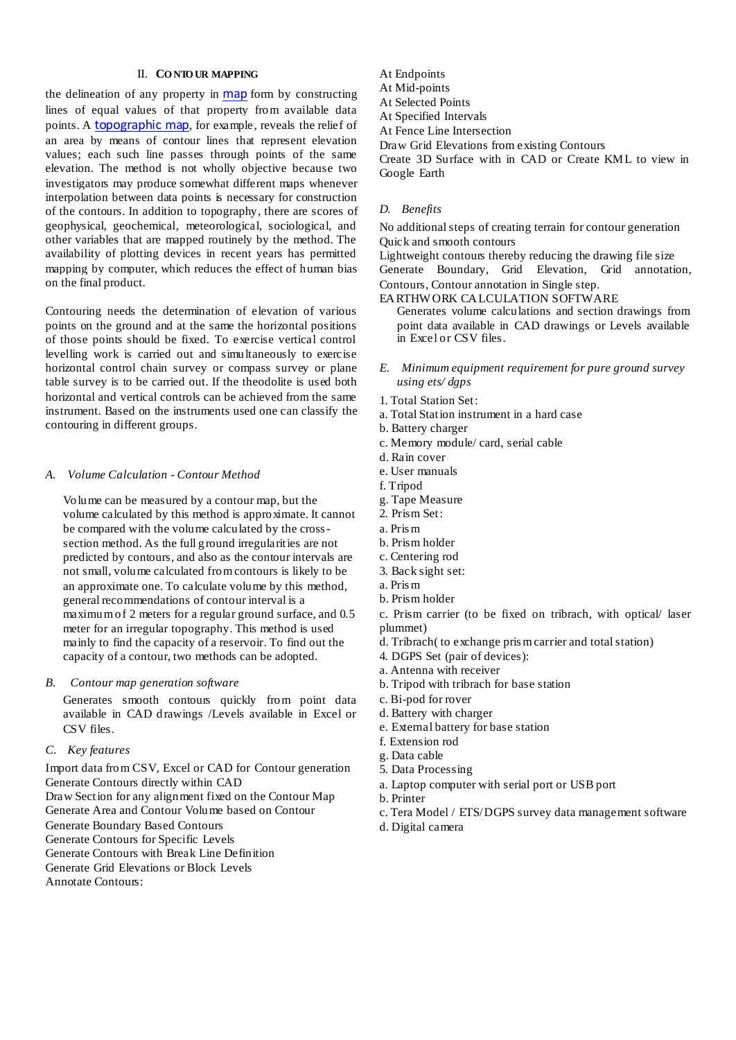## II. CONTOUR MAPPING

the delineation of any property in map form by constructing lines of equal values of that property from available data points. A topographic map, for example, reveals the relief of an area by means of contour lines that represent elevation values; each such line passes through points of the same elevation. The method is not wholly objective because two investigators may produce somewhat different maps whenever interpolation between data points is necessary for construction of the contours. In addition to topography, there are scores of geophysical, geochemical, meteorological, sociological, and other variables that are mapped routinely by the method. The availability of plotting devices in recent years has permitted mapping by computer, which reduces the effect of human bias on the final product.

Contouring needs the determination of elevation of various points on the ground and at the same the horizontal positions of those points should be fixed. To exercise vertical control levelling work is carried out and simultaneously to exercise horizontal control chain survey or compass survey or plane table survey is to be carried out. If the theodolite is used both horizontal and vertical controls can be achieved from the same instrument. Based on the instruments used one can classify the contouring in different groups.

### *A. Volume Calculation - Contour Method*

Volume can be measured by a contour map, but the volume calculated by this method is approximate. It cannot be compared with the volume calculated by the cross-section method. As the full ground irregularities are not predicted by contours, and also as the contour intervals are not small, volume calculated from contours is likely to be an approximate one. To calculate volume by this method, general recommendations of contour interval is a maximum of 2 meters for a regular ground surface, and 0.5 meter for an irregular topography. This method is used mainly to find the capacity of a reservoir. To find out the capacity of a contour, two methods can be adopted.

### *B. Contour map generation software*

Generates smooth contours quickly from point data available in CAD drawings /Levels available in Excel or CSV files.

### *C. Key features*

Import data from CSV, Excel or CAD for Contour generation
Generate Contours directly within CAD
Draw Section for any alignment fixed on the Contour Map
Generate Area and Contour Volume based on Contour
Generate Boundary Based Contours
Generate Contours for Specific Levels
Generate Contours with Break Line Definition
Generate Grid Elevations or Block Levels
Annotate Contours:
At Endpoints
At Mid-points
At Selected Points
At Specified Intervals
At Fence Line Intersection
Draw Grid Elevations from existing Contours
Create 3D Surface with in CAD or Create KML to view in Google Earth

### *D. Benefits*

No additional steps of creating terrain for contour generation
Quick and smooth contours
Lightweight contours thereby reducing the drawing file size
Generate Boundary, Grid Elevation, Grid annotation, Contours, Contour annotation in Single step.
EARTHWORK CALCULATION SOFTWARE

Generates volume calculations and section drawings from point data available in CAD drawings or Levels available in Excel or CSV files.

### *E. Minimum equipment requirement for pure ground survey using ets/dgps*

1. Total Station Set:
a. Total Station instrument in a hard case
b. Battery charger
c. Memory module/card, serial cable
d. Rain cover
e. User manuals
f. Tripod
g. Tape Measure
2. Prism Set:
a. Prism
b. Prism holder
c. Centering rod
3. Back sight set:
a. Prism
b. Prism holder
c. Prism carrier (to be fixed on tribrach, with optical/laser plummet)
d. Tribrach( to exchange prism carrier and total station)
4. DGPS Set (pair of devices):
a. Antenna with receiver
b. Tripod with tribrach for base station
c. Bi-pod for rover
d. Battery with charger
e. External battery for base station
f. Extension rod
g. Data cable
5. Data Processing
a. Laptop computer with serial port or USB port
b. Printer
c. Tera Model / ETS/DGPS survey data management software
d. Digital camera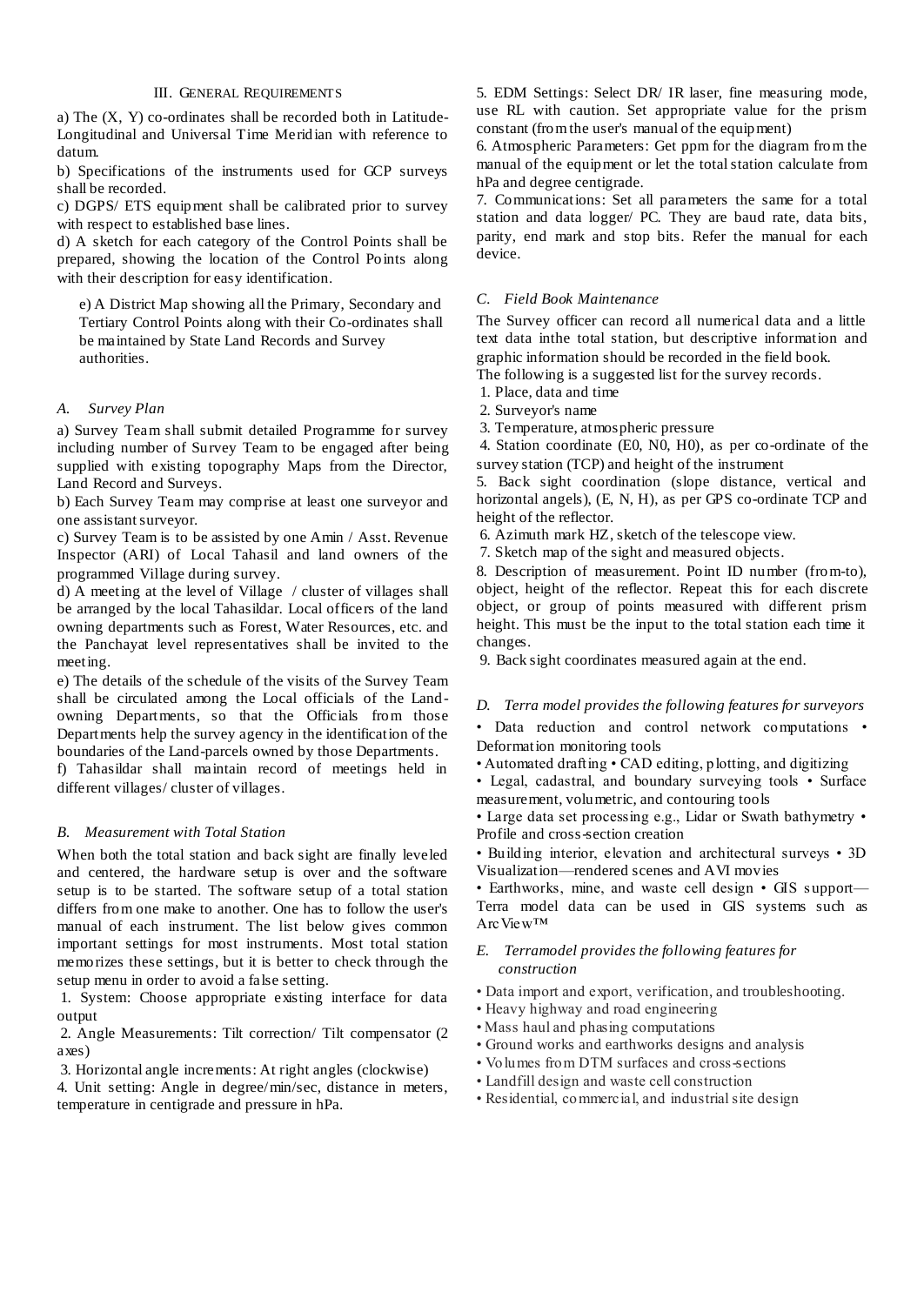### III. General Requirements

a) The (X, Y) co-ordinates shall be recorded both in Latitude-Longitudinal and Universal Time Meridian with reference to datum.

b) Specifications of the instruments used for GCP surveys shall be recorded.

c) DGPS/ ETS equipment shall be calibrated prior to survey with respect to established base lines.

d) A sketch for each category of the Control Points shall be prepared, showing the location of the Control Points along with their description for easy identification.

e) A District Map showing all the Primary, Secondary and Tertiary Control Points along with their Co-ordinates shall be maintained by State Land Records and Survey authorities.

#### *A. Survey Plan*

a) Survey Team shall submit detailed Programme for survey including number of Survey Team to be engaged after being supplied with existing topography Maps from the Director, Land Record and Surveys.

b) Each Survey Team may comprise at least one surveyor and one assistant surveyor.

c) Survey Team is to be assisted by one Amin / Asst. Revenue Inspector (ARI) of Local Tahasil and land owners of the programmed Village during survey.

d) A meeting at the level of Village / cluster of villages shall be arranged by the local Tahasildar. Local officers of the land owning departments such as Forest, Water Resources, etc. and the Panchayat level representatives shall be invited to the meeting.

e) The details of the schedule of the visits of the Survey Team shall be circulated among the Local officials of the Land-owning Departments, so that the Officials from those Departments help the survey agency in the identification of the boundaries of the Land-parcels owned by those Departments.

f) Tahasildar shall maintain record of meetings held in different villages/ cluster of villages.

#### *B. Measurement with Total Station*

When both the total station and back sight are finally leveled and centered, the hardware setup is over and the software setup is to be started. The software setup of a total station differs from one make to another. One has to follow the user's manual of each instrument. The list below gives common important settings for most instruments. Most total station memorizes these settings, but it is better to check through the setup menu in order to avoid a false setting.

1. System: Choose appropriate existing interface for data output
2. Angle Measurements: Tilt correction/ Tilt compensator (2 axes)
3. Horizontal angle increments: At right angles (clockwise)
4. Unit setting: Angle in degree/min/sec, distance in meters, temperature in centigrade and pressure in hPa.
5. EDM Settings: Select DR/ IR laser, fine measuring mode, use RL with caution. Set appropriate value for the prism constant (from the user's manual of the equipment)
6. Atmospheric Parameters: Get ppm for the diagram from the manual of the equipment or let the total station calculate from hPa and degree centigrade.
7. Communications: Set all parameters the same for a total station and data logger/ PC. They are baud rate, data bits, parity, end mark and stop bits. Refer the manual for each device.

#### *C. Field Book Maintenance*

The Survey officer can record all numerical data and a little text data inthe total station, but descriptive information and graphic information should be recorded in the field book.

The following is a suggested list for the survey records.

1. Place, data and time
2. Surveyor's name
3. Temperature, atmospheric pressure
4. Station coordinate (E0, N0, H0), as per co-ordinate of the survey station (TCP) and height of the instrument
5. Back sight coordination (slope distance, vertical and horizontal angels), (E, N, H), as per GPS co-ordinate TCP and height of the reflector.
6. Azimuth mark HZ, sketch of the telescope view.
7. Sketch map of the sight and measured objects.
8. Description of measurement. Point ID number (from-to), object, height of the reflector. Repeat this for each discrete object, or group of points measured with different prism height. This must be the input to the total station each time it changes.
9. Back sight coordinates measured again at the end.

#### *D. Terra model provides the following features for surveyors*

• Data reduction and control network computations • Deformation monitoring tools

• Automated drafting • CAD editing, plotting, and digitizing

• Legal, cadastral, and boundary surveying tools • Surface measurement, volumetric, and contouring tools

• Large data set processing e.g., Lidar or Swath bathymetry • Profile and cross-section creation

• Building interior, elevation and architectural surveys • 3D Visualization—rendered scenes and AVI movies

• Earthworks, mine, and waste cell design • GIS support—Terra model data can be used in GIS systems such as ArcView™

#### *E. Terramodel provides the following features for construction*

• Data import and export, verification, and troubleshooting.
• Heavy highway and road engineering
• Mass haul and phasing computations
• Ground works and earthworks designs and analysis
• Volumes from DTM surfaces and cross-sections
• Landfill design and waste cell construction
• Residential, commercial, and industrial site design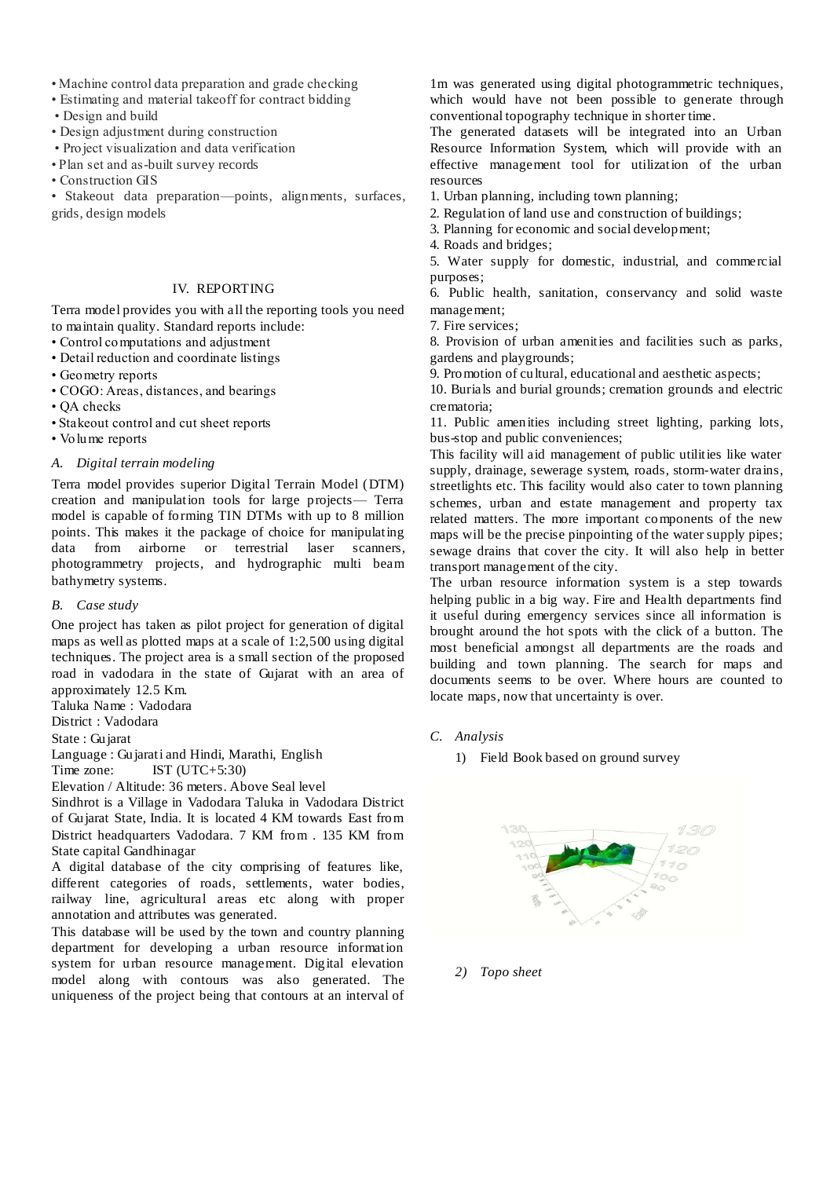- Machine control data preparation and grade checking
- Estimating and material takeoff for contract bidding
- Design and build
- Design adjustment during construction
- Project visualization and data verification
- Plan set and as-built survey records
- Construction GIS
- Stakeout data preparation—points, alignments, surfaces, grids, design models

## IV. REPORTING

Terra model provides you with all the reporting tools you need to maintain quality. Standard reports include:

- Control computations and adjustment
- Detail reduction and coordinate listings
- Geometry reports
- COGO: Areas, distances, and bearings
- QA checks
- Stakeout control and cut sheet reports
- Volume reports

### *A. Digital terrain modeling*

Terra model provides superior Digital Terrain Model (DTM) creation and manipulation tools for large projects— Terra model is capable of forming TIN DTMs with up to 8 million points. This makes it the package of choice for manipulating data from airborne or terrestrial laser scanners, photogrammetry projects, and hydrographic multi beam bathymetry systems.

### *B. Case study*

One project has taken as pilot project for generation of digital maps as well as plotted maps at a scale of 1:2,500 using digital techniques. The project area is a small section of the proposed road in vadodara in the state of Gujarat with an area of approximately 12.5 Km.

Taluka Name : Vadodara

District : Vadodara

State : Gujarat

Language : Gujarati and Hindi, Marathi, English

Time zone: IST (UTC+5:30)

Elevation / Altitude: 36 meters. Above Seal level

Sindhrot is a Village in Vadodara Taluka in Vadodara District of Gujarat State, India. It is located 4 KM towards East from District headquarters Vadodara. 7 KM from . 135 KM from State capital Gandhinagar

A digital database of the city comprising of features like, different categories of roads, settlements, water bodies, railway line, agricultural areas etc along with proper annotation and attributes was generated.

This database will be used by the town and country planning department for developing a urban resource information system for urban resource management. Digital elevation model along with contours was also generated. The uniqueness of the project being that contours at an interval of 1m was generated using digital photogrammetric techniques, which would have not been possible to generate through conventional topography technique in shorter time.

The generated datasets will be integrated into an Urban Resource Information System, which will provide with an effective management tool for utilization of the urban resources

1. Urban planning, including town planning;
2. Regulation of land use and construction of buildings;
3. Planning for economic and social development;
4. Roads and bridges;
5. Water supply for domestic, industrial, and commercial purposes;
6. Public health, sanitation, conservancy and solid waste management;
7. Fire services;
8. Provision of urban amenities and facilities such as parks, gardens and playgrounds;
9. Promotion of cultural, educational and aesthetic aspects;
10. Burials and burial grounds; cremation grounds and electric crematoria;
11. Public amenities including street lighting, parking lots, bus-stop and public conveniences;

This facility will aid management of public utilities like water supply, drainage, sewerage system, roads, storm-water drains, streetlights etc. This facility would also cater to town planning schemes, urban and estate management and property tax related matters. The more important components of the new maps will be the precise pinpointing of the water supply pipes; sewage drains that cover the city. It will also help in better transport management of the city.

The urban resource information system is a step towards helping public in a big way. Fire and Health departments find it useful during emergency services since all information is brought around the hot spots with the click of a button. The most beneficial amongst all departments are the roads and building and town planning. The search for maps and documents seems to be over. Where hours are counted to locate maps, now that uncertainty is over.

### *C. Analysis*

1) Field Book based on ground survey

2) *Topo sheet*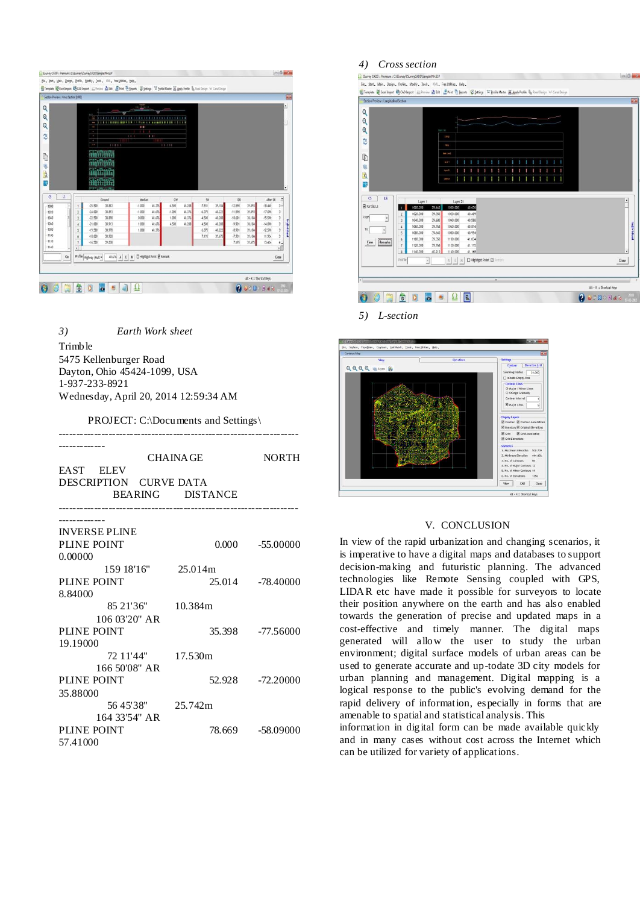3) *Earth Work sheet*

Trimble
5475 Kellenburger Road
Dayton, Ohio 45424-1099, USA
1-937-233-8921
Wednesday, April 20, 2014 12:59:34 AM

PROJECT: C:\Documents and Settings\

```
------------------------------------------------------------------------------
            CHAINAGE                NORTH
EAST    ELEV
DESCRIPTION   CURVE DATA
        BEARING        DISTANCE
------------------------------------------------------------------------------
INVERSE PLINE
PLINE POINT                    0.000      -55.00000
0.00000
        159 18'16"      25.014m
PLINE POINT                   25.014      -78.40000
8.84000
         85 21'36"      10.384m
        106 03'20" AR
PLINE POINT                   35.398      -77.56000
19.19000
         72 11'44"      17.530m
        166 50'08" AR
PLINE POINT                   52.928      -72.20000
35.88000
         56 45'38"      25.742m
        164 33'54" AR
PLINE POINT                   78.669      -58.09000
57.41000
```

4) *Cross section*

5) *L-section*

## V. CONCLUSION

In view of the rapid urbanization and changing scenarios, it is imperative to have a digital maps and databases to support decision-making and futuristic planning. The advanced technologies like Remote Sensing coupled with GPS, LIDAR etc have made it possible for surveyors to locate their position anywhere on the earth and has also enabled towards the generation of precise and updated maps in a cost-effective and timely manner. The digital maps generated will allow the user to study the urban environment; digital surface models of urban areas can be used to generate accurate and up-todate 3D city models for urban planning and management. Digital mapping is a logical response to the public's evolving demand for the rapid delivery of information, especially in forms that are amenable to spatial and statistical analysis. This information in digital form can be made available quickly and in many cases without cost across the Internet which can be utilized for variety of applications.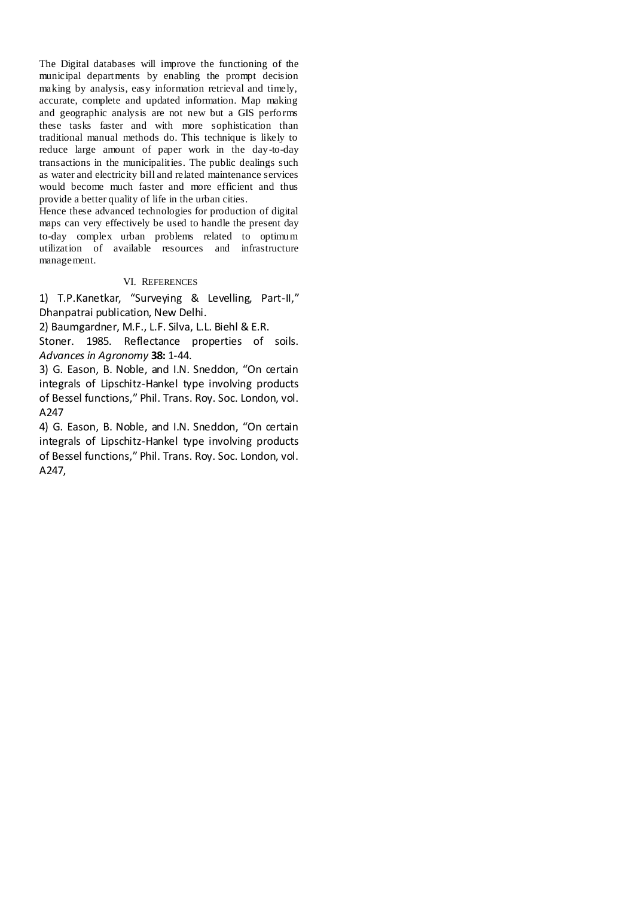The Digital databases will improve the functioning of the municipal departments by enabling the prompt decision making by analysis, easy information retrieval and timely, accurate, complete and updated information. Map making and geographic analysis are not new but a GIS performs these tasks faster and with more sophistication than traditional manual methods do. This technique is likely to reduce large amount of paper work in the day-to-day transactions in the municipalities. The public dealings such as water and electricity bill and related maintenance services would become much faster and more efficient and thus provide a better quality of life in the urban cities.

Hence these advanced technologies for production of digital maps can very effectively be used to handle the present day to-day complex urban problems related to optimum utilization of available resources and infrastructure management.

## VI. References

1) T.P.Kanetkar, "Surveying & Levelling, Part-II," Dhanpatrai publication, New Delhi.

2) Baumgardner, M.F., L.F. Silva, L.L. Biehl & E.R. Stoner. 1985. Reflectance properties of soils. *Advances in Agronomy* **38:** 1-44.

3) G. Eason, B. Noble, and I.N. Sneddon, "On certain integrals of Lipschitz-Hankel type involving products of Bessel functions," Phil. Trans. Roy. Soc. London, vol. A247

4) G. Eason, B. Noble, and I.N. Sneddon, "On certain integrals of Lipschitz-Hankel type involving products of Bessel functions," Phil. Trans. Roy. Soc. London, vol. A247,